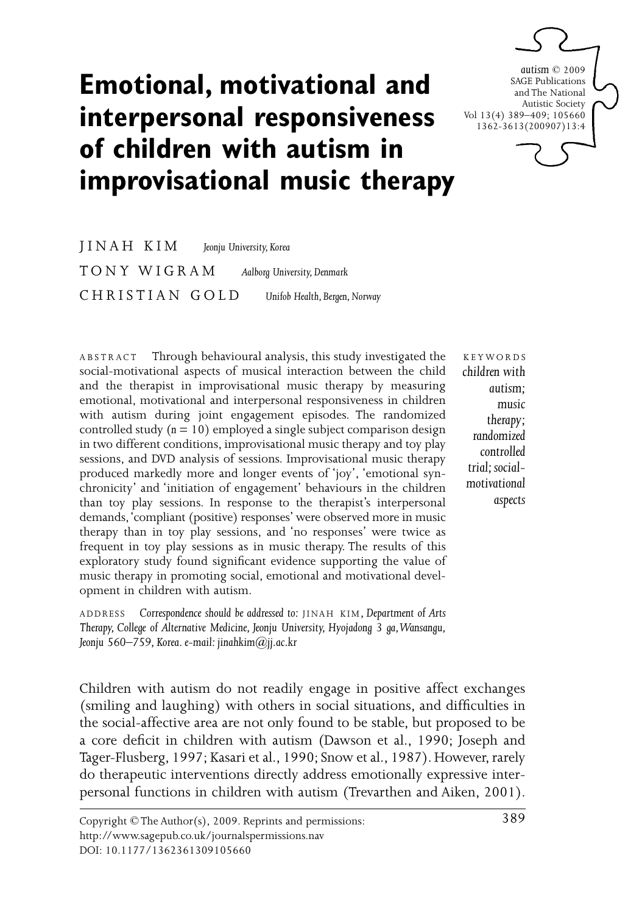# Emotional, motivational and interpersonal responsiveness of children with autism in improvisational music therapy

JINAH KIM *Jeonju University, Korea*

TONY WIGRAM *Aalborg University, Denmark*

CHRISTIAN GOLD *Unifob Health, Bergen, Norway*

ABSTRACT Through behavioural analysis, this study investigated the social-motivational aspects of musical interaction between the child and the therapist in improvisational music therapy by measuring emotional, motivational and interpersonal responsiveness in children with autism during joint engagement episodes. The randomized controlled study ($n = 10$) employed a single subject comparison design in two different conditions, improvisational music therapy and toy play sessions, and DVD analysis of sessions. Improvisational music therapy produced markedly more and longer events of 'joy', 'emotional synchronicity' and 'initiation of engagement' behaviours in the children than toy play sessions. In response to the therapist's interpersonal demands, 'compliant (positive) responses' were observed more in music therapy than in toy play sessions, and 'no responses' were twice as frequent in toy play sessions as in music therapy. The results of this exploratory study found significant evidence supporting the value of music therapy in promoting social, emotional and motivational development in children with autism.

KEYWORDS *children with autism; music therapy; randomized controlled trial; social-motivational aspects*

ADDRESS *Correspondence should be addressed to:* JINAH KIM, *Department of Arts Therapy, College of Alternative Medicine, Jeonju University, Hyojadong 3 ga, Wansangu, Jeonju 560–759, Korea. e-mail: jinahkim@jj.ac.kr*

Children with autism do not readily engage in positive affect exchanges (smiling and laughing) with others in social situations, and difficulties in the social-affective area are not only found to be stable, but proposed to be a core deficit in children with autism (Dawson et al., 1990; Joseph and Tager-Flusberg, 1997; Kasari et al., 1990; Snow et al., 1987). However, rarely do therapeutic interventions directly address emotionally expressive interpersonal functions in children with autism (Trevarthen and Aiken, 2001).

Copyright © The Author(s), 2009. Reprints and permissions: http://www.sagepub.co.uk/journalspermissions.nav
DOI: 10.1177/1362361309105660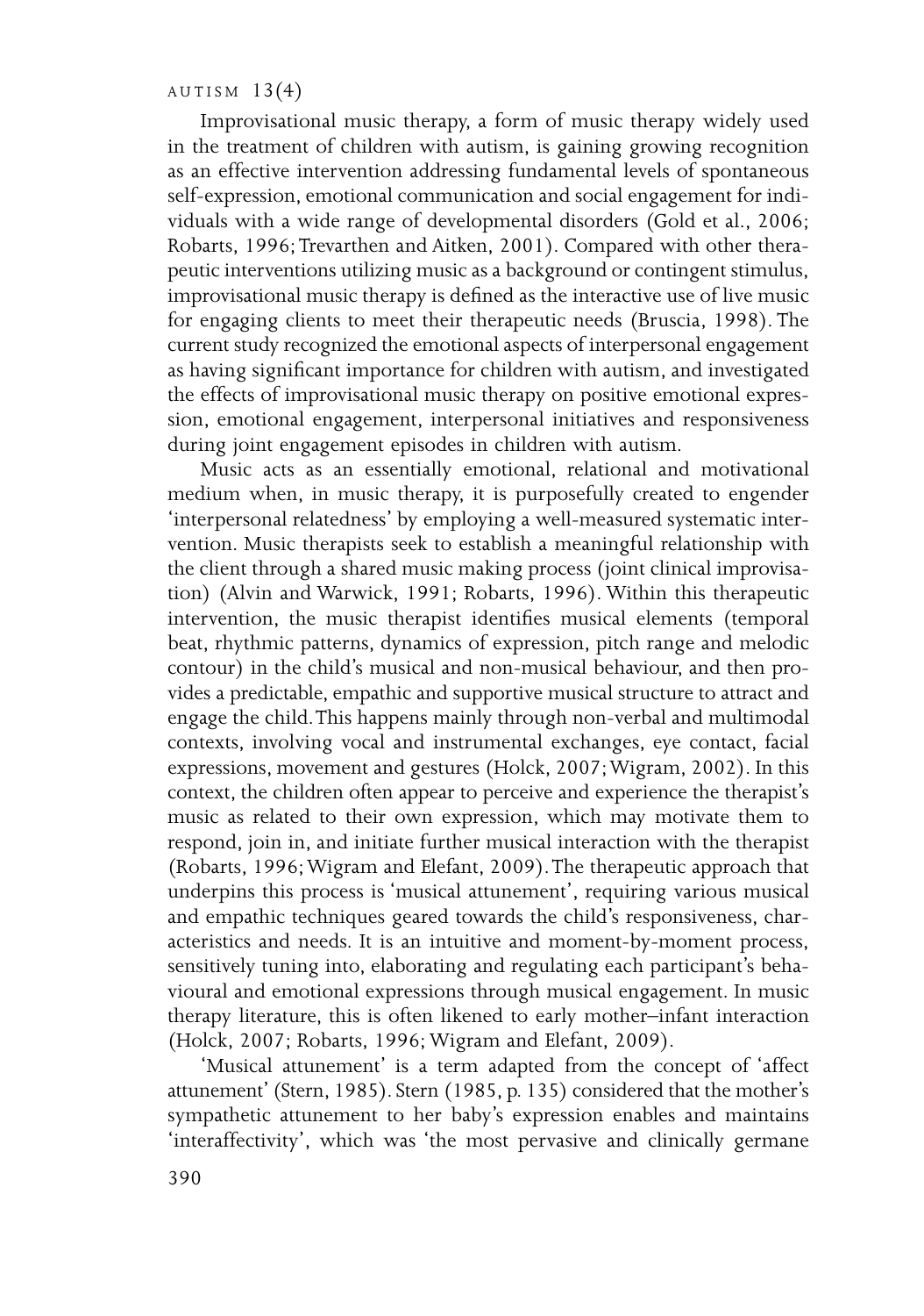Improvisational music therapy, a form of music therapy widely used in the treatment of children with autism, is gaining growing recognition as an effective intervention addressing fundamental levels of spontaneous self-expression, emotional communication and social engagement for individuals with a wide range of developmental disorders (Gold et al., 2006; Robarts, 1996; Trevarthen and Aitken, 2001). Compared with other therapeutic interventions utilizing music as a background or contingent stimulus, improvisational music therapy is defined as the interactive use of live music for engaging clients to meet their therapeutic needs (Bruscia, 1998). The current study recognized the emotional aspects of interpersonal engagement as having significant importance for children with autism, and investigated the effects of improvisational music therapy on positive emotional expression, emotional engagement, interpersonal initiatives and responsiveness during joint engagement episodes in children with autism.

Music acts as an essentially emotional, relational and motivational medium when, in music therapy, it is purposefully created to engender 'interpersonal relatedness' by employing a well-measured systematic intervention. Music therapists seek to establish a meaningful relationship with the client through a shared music making process (joint clinical improvisation) (Alvin and Warwick, 1991; Robarts, 1996). Within this therapeutic intervention, the music therapist identifies musical elements (temporal beat, rhythmic patterns, dynamics of expression, pitch range and melodic contour) in the child's musical and non-musical behaviour, and then provides a predictable, empathic and supportive musical structure to attract and engage the child. This happens mainly through non-verbal and multimodal contexts, involving vocal and instrumental exchanges, eye contact, facial expressions, movement and gestures (Holck, 2007; Wigram, 2002). In this context, the children often appear to perceive and experience the therapist's music as related to their own expression, which may motivate them to respond, join in, and initiate further musical interaction with the therapist (Robarts, 1996; Wigram and Elefant, 2009). The therapeutic approach that underpins this process is 'musical attunement', requiring various musical and empathic techniques geared towards the child's responsiveness, characteristics and needs. It is an intuitive and moment-by-moment process, sensitively tuning into, elaborating and regulating each participant's behavioural and emotional expressions through musical engagement. In music therapy literature, this is often likened to early mother–infant interaction (Holck, 2007; Robarts, 1996; Wigram and Elefant, 2009).

'Musical attunement' is a term adapted from the concept of 'affect attunement' (Stern, 1985). Stern (1985, p. 135) considered that the mother's sympathetic attunement to her baby's expression enables and maintains 'interaffectivity', which was 'the most pervasive and clinically germane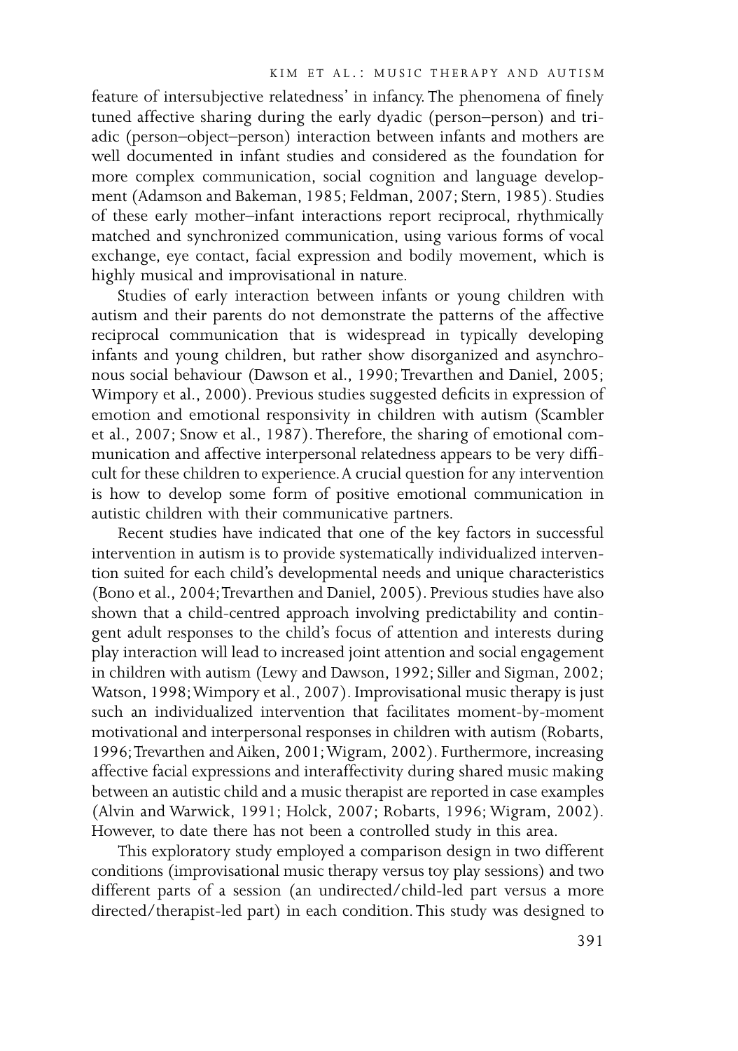feature of intersubjective relatedness' in infancy. The phenomena of finely tuned affective sharing during the early dyadic (person–person) and triadic (person–object–person) interaction between infants and mothers are well documented in infant studies and considered as the foundation for more complex communication, social cognition and language development (Adamson and Bakeman, 1985; Feldman, 2007; Stern, 1985). Studies of these early mother–infant interactions report reciprocal, rhythmically matched and synchronized communication, using various forms of vocal exchange, eye contact, facial expression and bodily movement, which is highly musical and improvisational in nature.

Studies of early interaction between infants or young children with autism and their parents do not demonstrate the patterns of the affective reciprocal communication that is widespread in typically developing infants and young children, but rather show disorganized and asynchronous social behaviour (Dawson et al., 1990; Trevarthen and Daniel, 2005; Wimpory et al., 2000). Previous studies suggested deficits in expression of emotion and emotional responsivity in children with autism (Scambler et al., 2007; Snow et al., 1987). Therefore, the sharing of emotional communication and affective interpersonal relatedness appears to be very difficult for these children to experience. A crucial question for any intervention is how to develop some form of positive emotional communication in autistic children with their communicative partners.

Recent studies have indicated that one of the key factors in successful intervention in autism is to provide systematically individualized intervention suited for each child's developmental needs and unique characteristics (Bono et al., 2004; Trevarthen and Daniel, 2005). Previous studies have also shown that a child-centred approach involving predictability and contingent adult responses to the child's focus of attention and interests during play interaction will lead to increased joint attention and social engagement in children with autism (Lewy and Dawson, 1992; Siller and Sigman, 2002; Watson, 1998; Wimpory et al., 2007). Improvisational music therapy is just such an individualized intervention that facilitates moment-by-moment motivational and interpersonal responses in children with autism (Robarts, 1996; Trevarthen and Aiken, 2001; Wigram, 2002). Furthermore, increasing affective facial expressions and interaffectivity during shared music making between an autistic child and a music therapist are reported in case examples (Alvin and Warwick, 1991; Holck, 2007; Robarts, 1996; Wigram, 2002). However, to date there has not been a controlled study in this area.

This exploratory study employed a comparison design in two different conditions (improvisational music therapy versus toy play sessions) and two different parts of a session (an undirected/child-led part versus a more directed/therapist-led part) in each condition. This study was designed to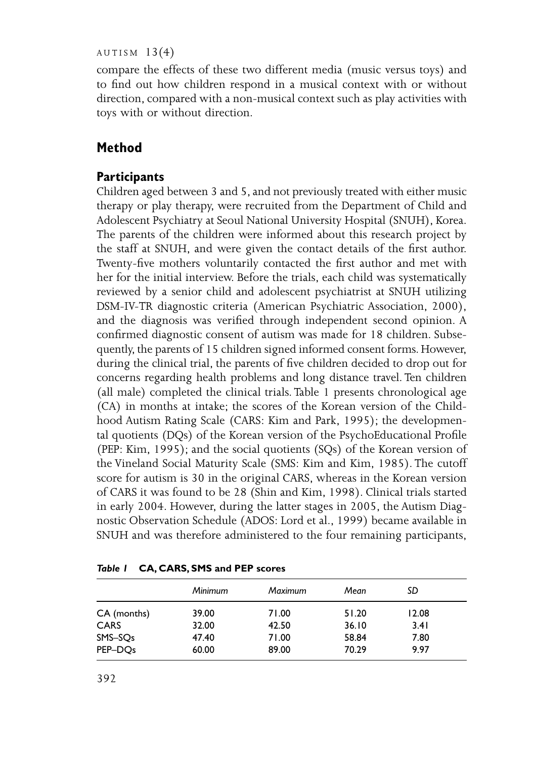compare the effects of these two different media (music versus toys) and to find out how children respond in a musical context with or without direction, compared with a non-musical context such as play activities with toys with or without direction.

## Method

### Participants

Children aged between 3 and 5, and not previously treated with either music therapy or play therapy, were recruited from the Department of Child and Adolescent Psychiatry at Seoul National University Hospital (SNUH), Korea. The parents of the children were informed about this research project by the staff at SNUH, and were given the contact details of the first author. Twenty-five mothers voluntarily contacted the first author and met with her for the initial interview. Before the trials, each child was systematically reviewed by a senior child and adolescent psychiatrist at SNUH utilizing DSM-IV-TR diagnostic criteria (American Psychiatric Association, 2000), and the diagnosis was verified through independent second opinion. A confirmed diagnostic consent of autism was made for 18 children. Subsequently, the parents of 15 children signed informed consent forms. However, during the clinical trial, the parents of five children decided to drop out for concerns regarding health problems and long distance travel. Ten children (all male) completed the clinical trials. Table 1 presents chronological age (CA) in months at intake; the scores of the Korean version of the Childhood Autism Rating Scale (CARS: Kim and Park, 1995); the developmental quotients (DQs) of the Korean version of the PsychoEducational Profile (PEP: Kim, 1995); and the social quotients (SQs) of the Korean version of the Vineland Social Maturity Scale (SMS: Kim and Kim, 1985). The cutoff score for autism is 30 in the original CARS, whereas in the Korean version of CARS it was found to be 28 (Shin and Kim, 1998). Clinical trials started in early 2004. However, during the latter stages in 2005, the Autism Diagnostic Observation Schedule (ADOS: Lord et al., 1999) became available in SNUH and was therefore administered to the four remaining participants,

*Table 1* **CA, CARS, SMS and PEP scores**

| | *Minimum* | *Maximum* | *Mean* | *SD* |
|---|---|---|---|---|
| CA (months) | 39.00 | 71.00 | 51.20 | 12.08 |
| CARS | 32.00 | 42.50 | 36.10 | 3.41 |
| SMS–SQs | 47.40 | 71.00 | 58.84 | 7.80 |
| PEP–DQs | 60.00 | 89.00 | 70.29 | 9.97 |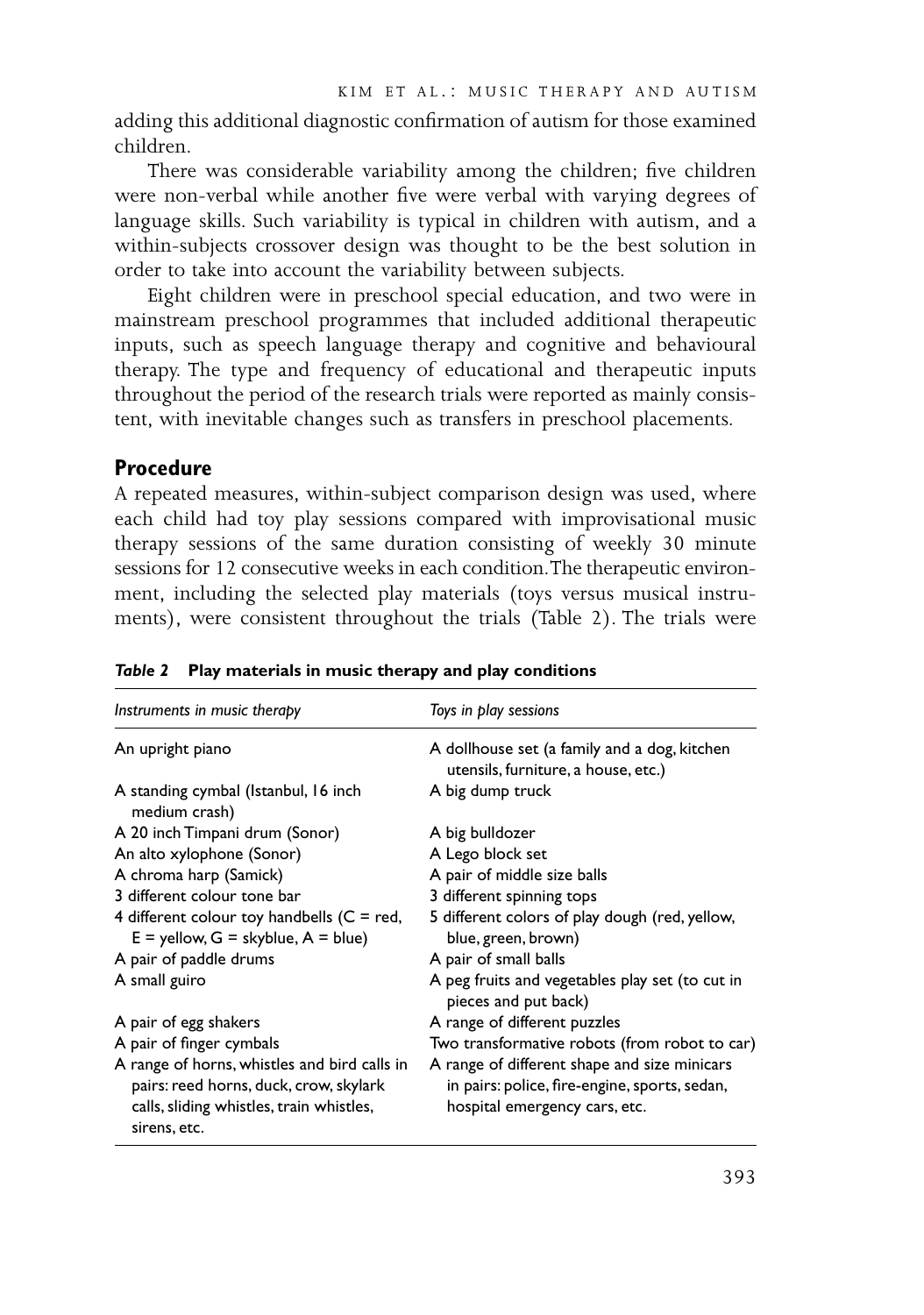adding this additional diagnostic confirmation of autism for those examined children.

There was considerable variability among the children; five children were non-verbal while another five were verbal with varying degrees of language skills. Such variability is typical in children with autism, and a within-subjects crossover design was thought to be the best solution in order to take into account the variability between subjects.

Eight children were in preschool special education, and two were in mainstream preschool programmes that included additional therapeutic inputs, such as speech language therapy and cognitive and behavioural therapy. The type and frequency of educational and therapeutic inputs throughout the period of the research trials were reported as mainly consistent, with inevitable changes such as transfers in preschool placements.

## Procedure

A repeated measures, within-subject comparison design was used, where each child had toy play sessions compared with improvisational music therapy sessions of the same duration consisting of weekly 30 minute sessions for 12 consecutive weeks in each condition. The therapeutic environment, including the selected play materials (toys versus musical instruments), were consistent throughout the trials (Table 2). The trials were

***Table 2*** **Play materials in music therapy and play conditions**

| *Instruments in music therapy* | *Toys in play sessions* |
|---|---|
| An upright piano | A dollhouse set (a family and a dog, kitchen utensils, furniture, a house, etc.) |
| A standing cymbal (Istanbul, 16 inch medium crash) | A big dump truck |
| A 20 inch Timpani drum (Sonor) | A big bulldozer |
| An alto xylophone (Sonor) | A Lego block set |
| A chroma harp (Samick) | A pair of middle size balls |
| 3 different colour tone bar | 3 different spinning tops |
| 4 different colour toy handbells (C = red, E = yellow, G = skyblue, A = blue) | 5 different colors of play dough (red, yellow, blue, green, brown) |
| A pair of paddle drums | A pair of small balls |
| A small guiro | A peg fruits and vegetables play set (to cut in pieces and put back) |
| A pair of egg shakers | A range of different puzzles |
| A pair of finger cymbals | Two transformative robots (from robot to car) |
| A range of horns, whistles and bird calls in pairs: reed horns, duck, crow, skylark calls, sliding whistles, train whistles, sirens, etc. | A range of different shape and size minicars in pairs: police, fire-engine, sports, sedan, hospital emergency cars, etc. |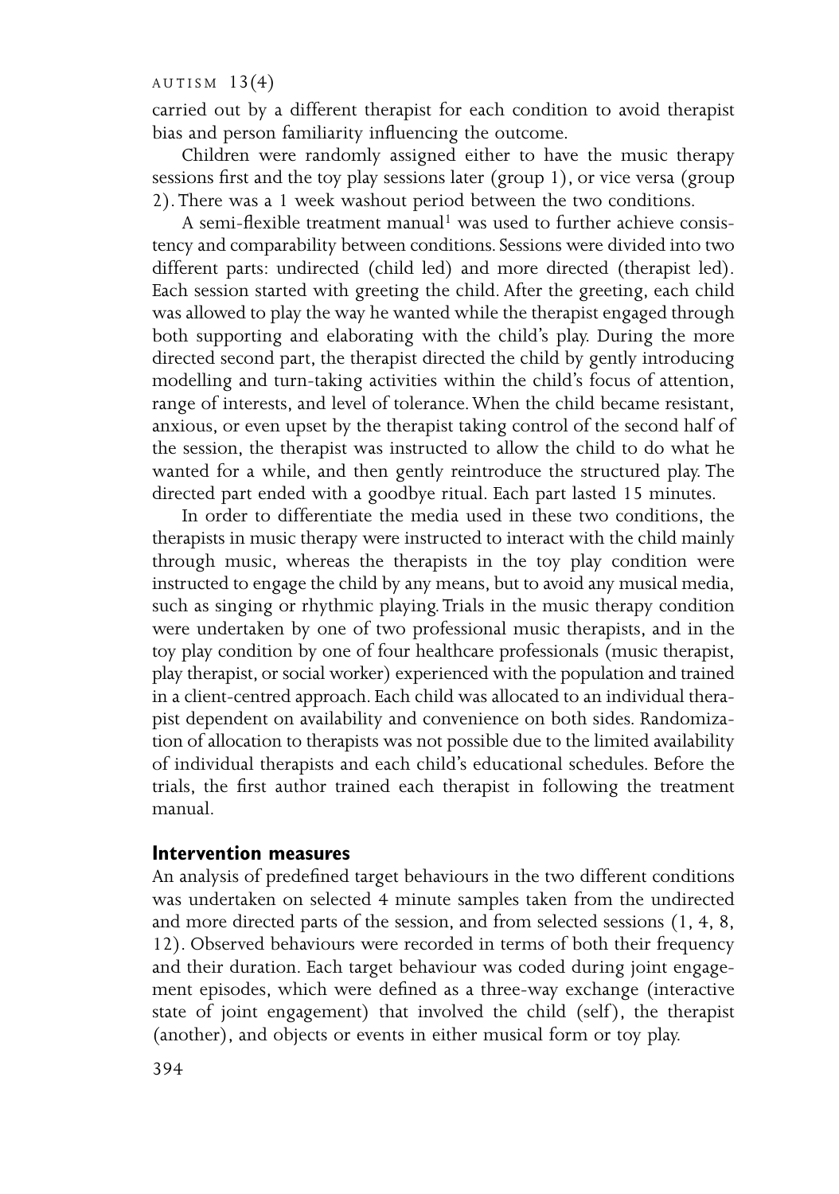carried out by a different therapist for each condition to avoid therapist bias and person familiarity influencing the outcome.

Children were randomly assigned either to have the music therapy sessions first and the toy play sessions later (group 1), or vice versa (group 2). There was a 1 week washout period between the two conditions.

A semi-flexible treatment manual[1] was used to further achieve consistency and comparability between conditions. Sessions were divided into two different parts: undirected (child led) and more directed (therapist led). Each session started with greeting the child. After the greeting, each child was allowed to play the way he wanted while the therapist engaged through both supporting and elaborating with the child's play. During the more directed second part, the therapist directed the child by gently introducing modelling and turn-taking activities within the child's focus of attention, range of interests, and level of tolerance. When the child became resistant, anxious, or even upset by the therapist taking control of the second half of the session, the therapist was instructed to allow the child to do what he wanted for a while, and then gently reintroduce the structured play. The directed part ended with a goodbye ritual. Each part lasted 15 minutes.

In order to differentiate the media used in these two conditions, the therapists in music therapy were instructed to interact with the child mainly through music, whereas the therapists in the toy play condition were instructed to engage the child by any means, but to avoid any musical media, such as singing or rhythmic playing. Trials in the music therapy condition were undertaken by one of two professional music therapists, and in the toy play condition by one of four healthcare professionals (music therapist, play therapist, or social worker) experienced with the population and trained in a client-centred approach. Each child was allocated to an individual therapist dependent on availability and convenience on both sides. Randomization of allocation to therapists was not possible due to the limited availability of individual therapists and each child's educational schedules. Before the trials, the first author trained each therapist in following the treatment manual.

## Intervention measures

An analysis of predefined target behaviours in the two different conditions was undertaken on selected 4 minute samples taken from the undirected and more directed parts of the session, and from selected sessions (1, 4, 8, 12). Observed behaviours were recorded in terms of both their frequency and their duration. Each target behaviour was coded during joint engagement episodes, which were defined as a three-way exchange (interactive state of joint engagement) that involved the child (self), the therapist (another), and objects or events in either musical form or toy play.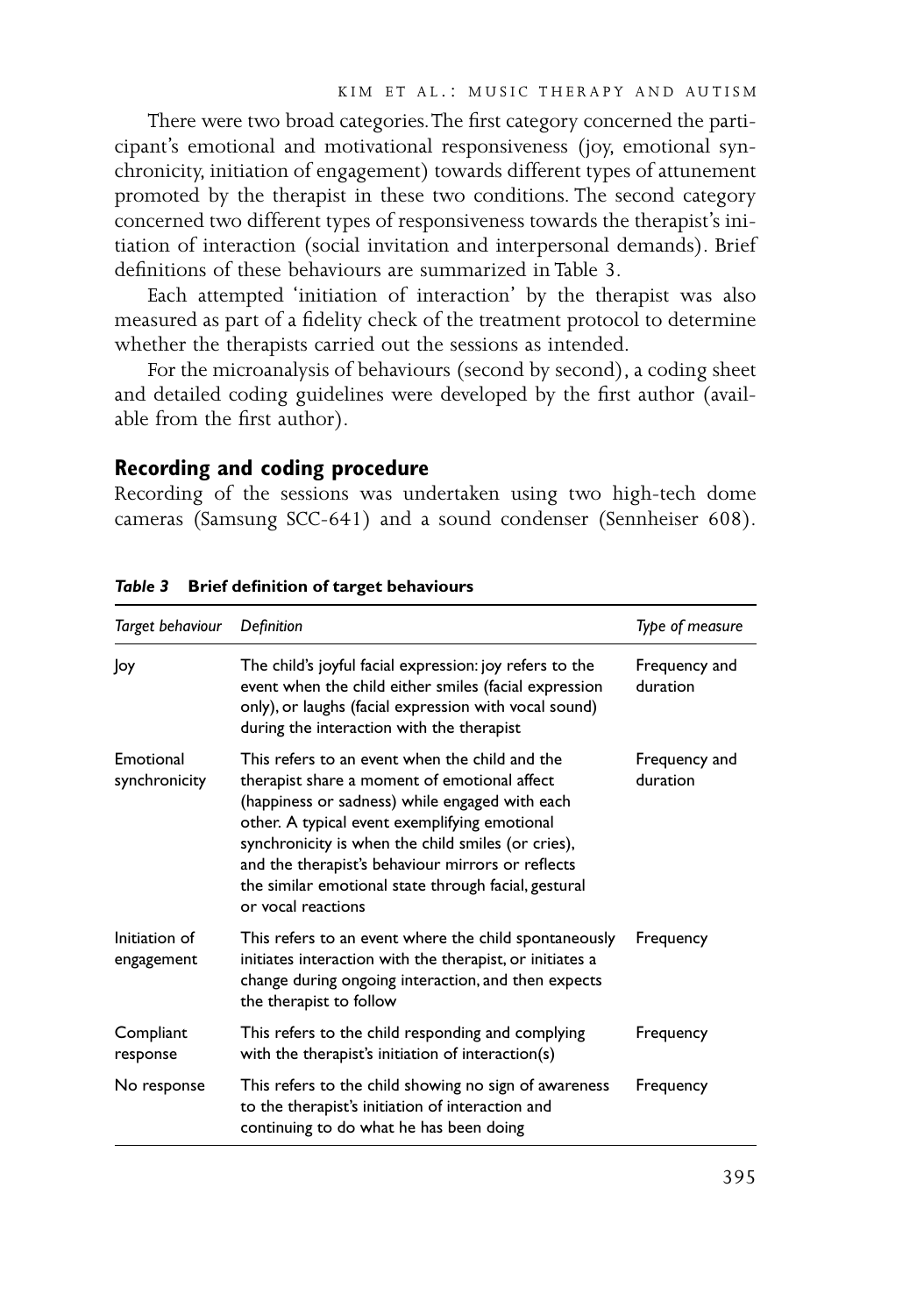There were two broad categories. The first category concerned the participant's emotional and motivational responsiveness (joy, emotional synchronicity, initiation of engagement) towards different types of attunement promoted by the therapist in these two conditions. The second category concerned two different types of responsiveness towards the therapist's initiation of interaction (social invitation and interpersonal demands). Brief definitions of these behaviours are summarized in Table 3.

Each attempted 'initiation of interaction' by the therapist was also measured as part of a fidelity check of the treatment protocol to determine whether the therapists carried out the sessions as intended.

For the microanalysis of behaviours (second by second), a coding sheet and detailed coding guidelines were developed by the first author (available from the first author).

## Recording and coding procedure

Recording of the sessions was undertaken using two high-tech dome cameras (Samsung SCC-641) and a sound condenser (Sennheiser 608).

***Table 3*** **Brief definition of target behaviours**

| *Target behaviour* | *Definition* | *Type of measure* |
|---|---|---|
| Joy | The child's joyful facial expression: joy refers to the event when the child either smiles (facial expression only), or laughs (facial expression with vocal sound) during the interaction with the therapist | Frequency and duration |
| Emotional synchronicity | This refers to an event when the child and the therapist share a moment of emotional affect (happiness or sadness) while engaged with each other. A typical event exemplifying emotional synchronicity is when the child smiles (or cries), and the therapist's behaviour mirrors or reflects the similar emotional state through facial, gestural or vocal reactions | Frequency and duration |
| Initiation of engagement | This refers to an event where the child spontaneously initiates interaction with the therapist, or initiates a change during ongoing interaction, and then expects the therapist to follow | Frequency |
| Compliant response | This refers to the child responding and complying with the therapist's initiation of interaction(s) | Frequency |
| No response | This refers to the child showing no sign of awareness to the therapist's initiation of interaction and continuing to do what he has been doing | Frequency |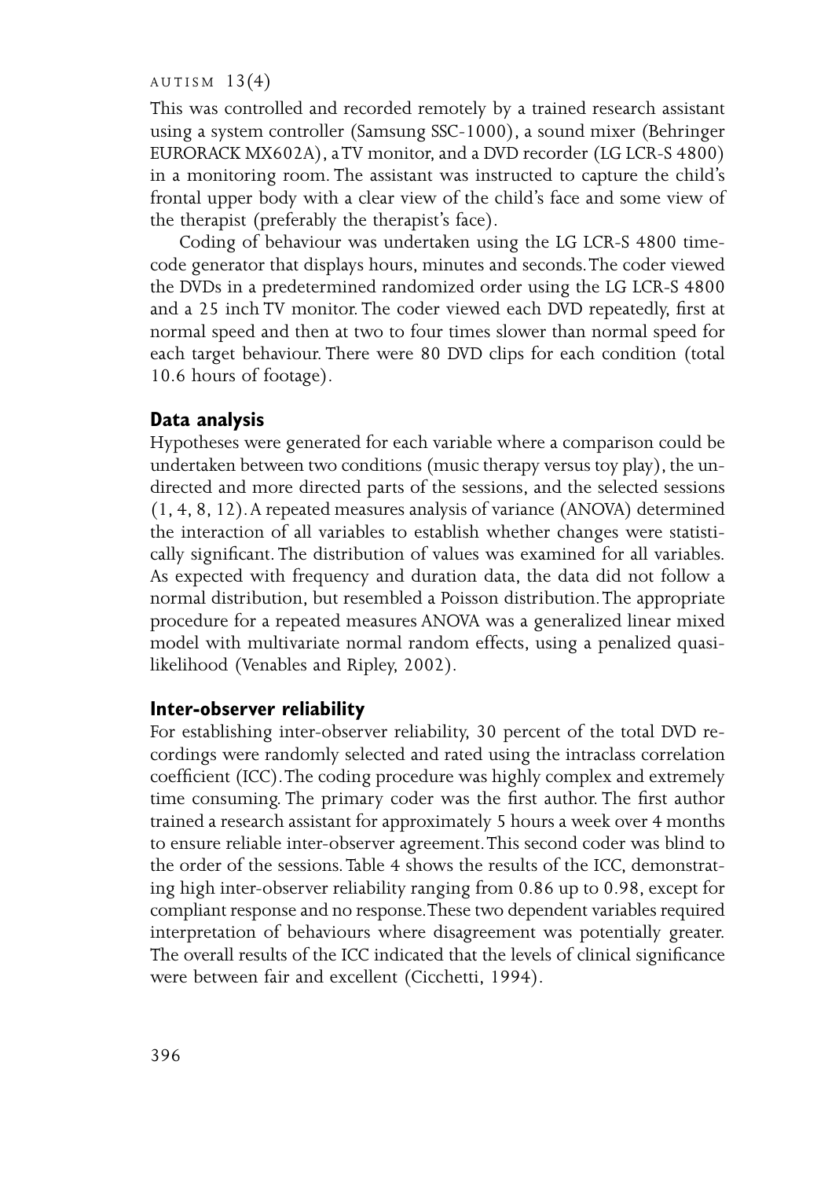This was controlled and recorded remotely by a trained research assistant using a system controller (Samsung SSC-1000), a sound mixer (Behringer EURORACK MX602A), a TV monitor, and a DVD recorder (LG LCR-S 4800) in a monitoring room. The assistant was instructed to capture the child's frontal upper body with a clear view of the child's face and some view of the therapist (preferably the therapist's face).

Coding of behaviour was undertaken using the LG LCR-S 4800 time-code generator that displays hours, minutes and seconds. The coder viewed the DVDs in a predetermined randomized order using the LG LCR-S 4800 and a 25 inch TV monitor. The coder viewed each DVD repeatedly, first at normal speed and then at two to four times slower than normal speed for each target behaviour. There were 80 DVD clips for each condition (total 10.6 hours of footage).

## Data analysis

Hypotheses were generated for each variable where a comparison could be undertaken between two conditions (music therapy versus toy play), the undirected and more directed parts of the sessions, and the selected sessions (1, 4, 8, 12). A repeated measures analysis of variance (ANOVA) determined the interaction of all variables to establish whether changes were statistically significant. The distribution of values was examined for all variables. As expected with frequency and duration data, the data did not follow a normal distribution, but resembled a Poisson distribution. The appropriate procedure for a repeated measures ANOVA was a generalized linear mixed model with multivariate normal random effects, using a penalized quasi-likelihood (Venables and Ripley, 2002).

## Inter-observer reliability

For establishing inter-observer reliability, 30 percent of the total DVD recordings were randomly selected and rated using the intraclass correlation coefficient (ICC). The coding procedure was highly complex and extremely time consuming. The primary coder was the first author. The first author trained a research assistant for approximately 5 hours a week over 4 months to ensure reliable inter-observer agreement. This second coder was blind to the order of the sessions. Table 4 shows the results of the ICC, demonstrating high inter-observer reliability ranging from 0.86 up to 0.98, except for compliant response and no response. These two dependent variables required interpretation of behaviours where disagreement was potentially greater. The overall results of the ICC indicated that the levels of clinical significance were between fair and excellent (Cicchetti, 1994).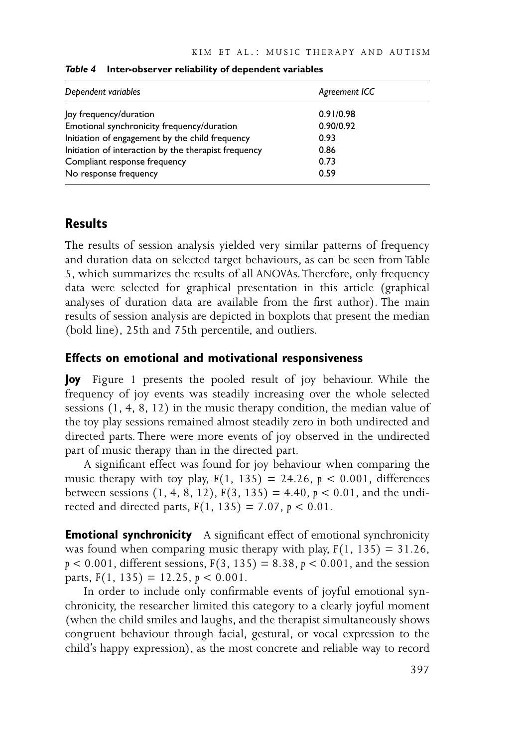*Table 4* **Inter-observer reliability of dependent variables**

| *Dependent variables* | *Agreement ICC* |
|---|---|
| Joy frequency/duration | 0.91/0.98 |
| Emotional synchronicity frequency/duration | 0.90/0.92 |
| Initiation of engagement by the child frequency | 0.93 |
| Initiation of interaction by the therapist frequency | 0.86 |
| Compliant response frequency | 0.73 |
| No response frequency | 0.59 |

## Results

The results of session analysis yielded very similar patterns of frequency and duration data on selected target behaviours, as can be seen from Table 5, which summarizes the results of all ANOVAs. Therefore, only frequency data were selected for graphical presentation in this article (graphical analyses of duration data are available from the first author). The main results of session analysis are depicted in boxplots that present the median (bold line), 25th and 75th percentile, and outliers.

### Effects on emotional and motivational responsiveness

**Joy** Figure 1 presents the pooled result of joy behaviour. While the frequency of joy events was steadily increasing over the whole selected sessions (1, 4, 8, 12) in the music therapy condition, the median value of the toy play sessions remained almost steadily zero in both undirected and directed parts. There were more events of joy observed in the undirected part of music therapy than in the directed part.

A significant effect was found for joy behaviour when comparing the music therapy with toy play, $F(1, 135) = 24.26$, $p < 0.001$, differences between sessions (1, 4, 8, 12), $F(3, 135) = 4.40$, $p < 0.01$, and the undirected and directed parts, $F(1, 135) = 7.07$, $p < 0.01$.

**Emotional synchronicity** A significant effect of emotional synchronicity was found when comparing music therapy with play, $F(1, 135) = 31.26$, $p < 0.001$, different sessions, $F(3, 135) = 8.38$, $p < 0.001$, and the session parts, $F(1, 135) = 12.25$, $p < 0.001$.

In order to include only confirmable events of joyful emotional synchronicity, the researcher limited this category to a clearly joyful moment (when the child smiles and laughs, and the therapist simultaneously shows congruent behaviour through facial, gestural, or vocal expression to the child's happy expression), as the most concrete and reliable way to record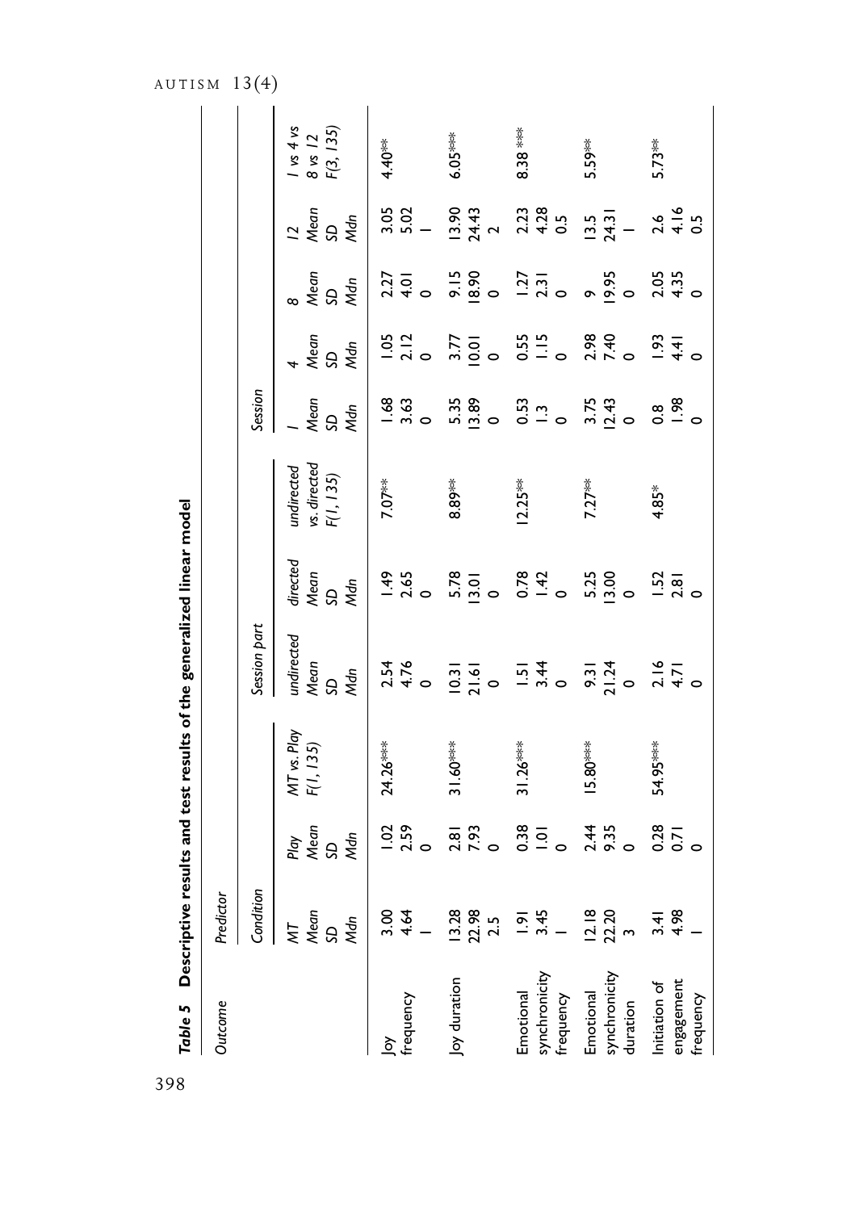*Table 5* **Descriptive results and test results of the generalized linear model**

| Outcome | Predictor | | | | | | | | | | | |
|---|---|---|---|---|---|---|---|---|---|---|---|---|
| | Condition | | | Session part | | | Session | | | | | |
| | *MT* *Mean* *SD* *Mdn* | *Play* *Mean* *SD* *Mdn* | *MT vs. Play* *F(1, 135)* | *undirected* *Mean* *SD* *Mdn* | *directed* *Mean* *SD* *Mdn* | *undirected vs. directed* *F(1, 135)* | *1* *Mean* *SD* *Mdn* | *4* *Mean* *SD* *Mdn* | *8* *Mean* *SD* *Mdn* | *12* *Mean* *SD* *Mdn* | *1 vs 4 vs 8 vs 12* *F(3, 135)* |
| Joy frequency | 3.00 4.64 1 | 1.02 2.59 0 | 24.26*** | 2.54 4.76 0 | 1.49 2.65 0 | 7.07** | 1.68 3.63 0 | 1.05 2.12 0 | 2.27 4.01 0 | 3.05 5.02 1 | 4.40** |
| Joy duration | 13.28 22.98 2.5 | 2.81 7.93 0 | 31.60*** | 10.31 21.61 0 | 5.78 13.01 0 | 8.89** | 5.35 13.89 0 | 3.77 10.01 0 | 9.15 18.90 0 | 13.90 24.43 2 | 6.05*** |
| Emotional synchronicity frequency | 1.91 3.45 1 | 0.38 1.01 0 | 31.26*** | 1.51 3.44 0 | 0.78 1.42 0 | 12.25** | 0.53 1.3 0 | 0.55 1.15 0 | 1.27 2.31 0 | 2.23 4.28 0.5 | 8.38 *** |
| Emotional synchronicity duration | 12.18 22.20 3 | 2.44 9.35 0 | 15.80*** | 9.31 21.24 0 | 5.25 13.00 0 | 7.27** | 3.75 12.43 0 | 2.98 7.40 0 | 9 19.95 0 | 13.5 24.31 1 | 5.59** |
| Initiation of engagement frequency | 3.41 4.98 1 | 0.28 0.71 0 | 54.95*** | 2.16 4.71 0 | 1.52 2.81 0 | 4.85* | 0.8 1.98 0 | 1.93 4.41 0 | 2.05 4.35 0 | 2.6 4.16 0.5 | 5.73** |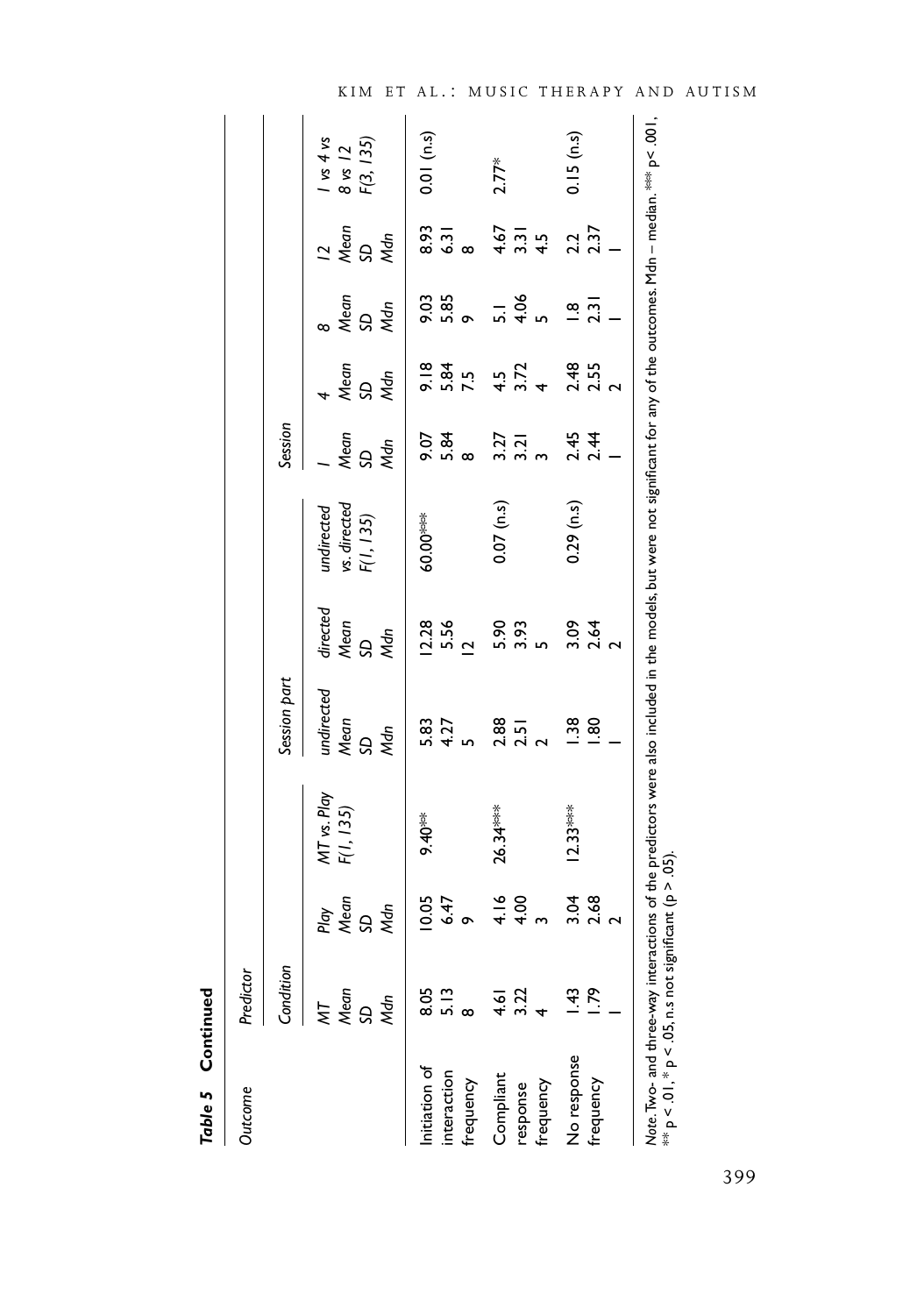**Table 5 Continued**

| Outcome | Predictor | | | | | | | | | | |
|---|---|---|---|---|---|---|---|---|---|---|---|
| | Condition | | | Session part | | | Session | | | | |
| | MT Mean SD Mdn | Play Mean SD Mdn | MT vs. Play $F(1, 135)$ | undirected Mean SD Mdn | directed Mean SD Mdn | undirected vs. directed $F(1, 135)$ | 1 Mean SD Mdn | 4 Mean SD Mdn | 8 Mean SD Mdn | 12 Mean SD Mdn | 1 vs 4 vs 8 vs 12 $F(3, 135)$ |
| Initiation of interaction frequency | 8.05 5.13 8 | 10.05 6.47 9 | 9.40** | 5.83 4.27 5 | 12.28 5.56 12 | 60.00*** | 9.07 5.84 8 | 9.18 5.84 7.5 | 9.03 5.85 9 | 8.93 6.31 8 | 0.01 (n.s) |
| Compliant response frequency | 4.61 3.22 4 | 4.16 4.00 3 | 26.34*** | 2.88 2.51 2 | 5.90 3.93 5 | 0.07 (n.s) | 3.27 3.21 3 | 4.5 3.72 4 | 5.1 4.06 5 | 4.67 3.31 4.5 | 2.77* |
| No response frequency | 1.43 1.79 1 | 3.04 2.68 2 | 12.33*** | 1.38 1.80 1 | 3.09 2.64 2 | 0.29 (n.s) | 2.45 2.44 1 | 2.48 2.55 2 | 1.8 2.31 1 | 2.2 2.37 1 | 0.15 (n.s) |

*Note*. Two- and three-way interactions of the predictors were also included in the models, but were not significant for any of the outcomes. Mdn – median. *** $p < .001$, ** $p < .01$, * $p < .05$, n.s not significant ($p > .05$).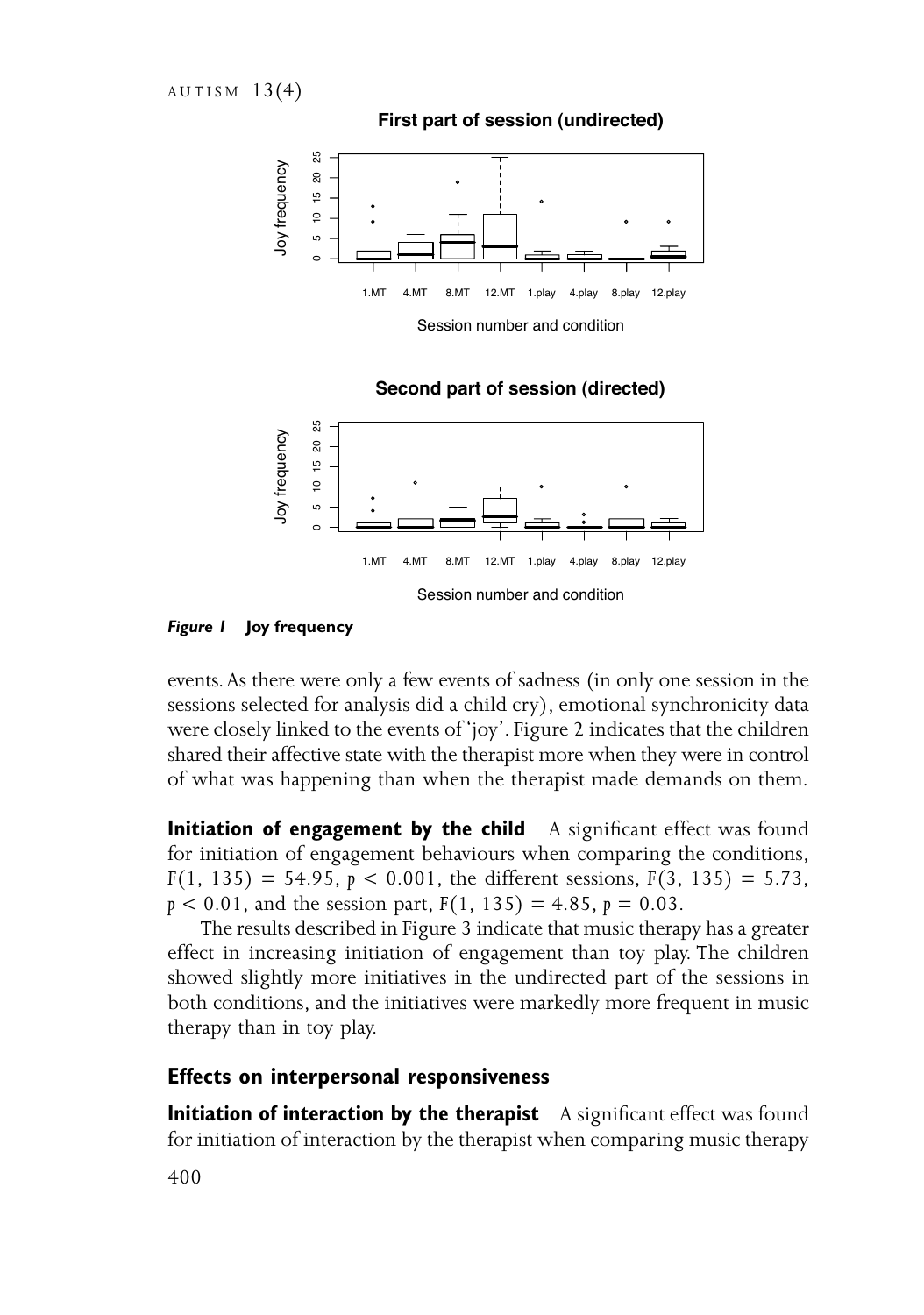**First part of session (undirected)**

**Second part of session (directed)**

***Figure 1*** **Joy frequency**

events. As there were only a few events of sadness (in only one session in the sessions selected for analysis did a child cry), emotional synchronicity data were closely linked to the events of 'joy'. Figure 2 indicates that the children shared their affective state with the therapist more when they were in control of what was happening than when the therapist made demands on them.

**Initiation of engagement by the child** A significant effect was found for initiation of engagement behaviours when comparing the conditions, $F(1, 135) = 54.95$, $p < 0.001$, the different sessions, $F(3, 135) = 5.73$, $p < 0.01$, and the session part, $F(1, 135) = 4.85$, $p = 0.03$.

The results described in Figure 3 indicate that music therapy has a greater effect in increasing initiation of engagement than toy play. The children showed slightly more initiatives in the undirected part of the sessions in both conditions, and the initiatives were markedly more frequent in music therapy than in toy play.

## Effects on interpersonal responsiveness

**Initiation of interaction by the therapist** A significant effect was found for initiation of interaction by the therapist when comparing music therapy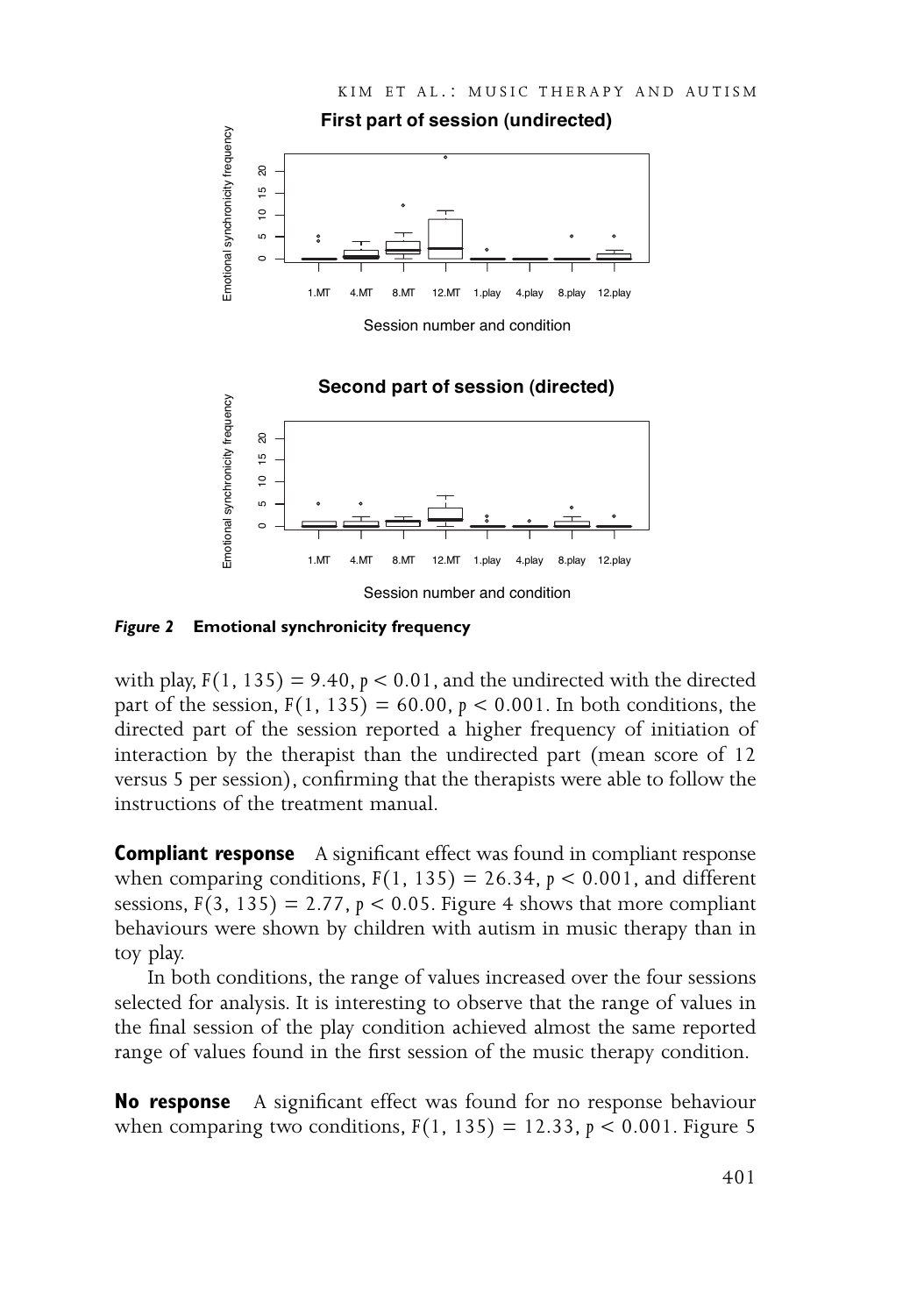**Figure 2** **Emotional synchronicity frequency**

with play, $F(1, 135) = 9.40$, $p < 0.01$, and the undirected with the directed part of the session, $F(1, 135) = 60.00$, $p < 0.001$. In both conditions, the directed part of the session reported a higher frequency of initiation of interaction by the therapist than the undirected part (mean score of 12 versus 5 per session), confirming that the therapists were able to follow the instructions of the treatment manual.

**Compliant response** A significant effect was found in compliant response when comparing conditions, $F(1, 135) = 26.34$, $p < 0.001$, and different sessions, $F(3, 135) = 2.77$, $p < 0.05$. Figure 4 shows that more compliant behaviours were shown by children with autism in music therapy than in toy play.

In both conditions, the range of values increased over the four sessions selected for analysis. It is interesting to observe that the range of values in the final session of the play condition achieved almost the same reported range of values found in the first session of the music therapy condition.

**No response** A significant effect was found for no response behaviour when comparing two conditions, $F(1, 135) = 12.33$, $p < 0.001$. Figure 5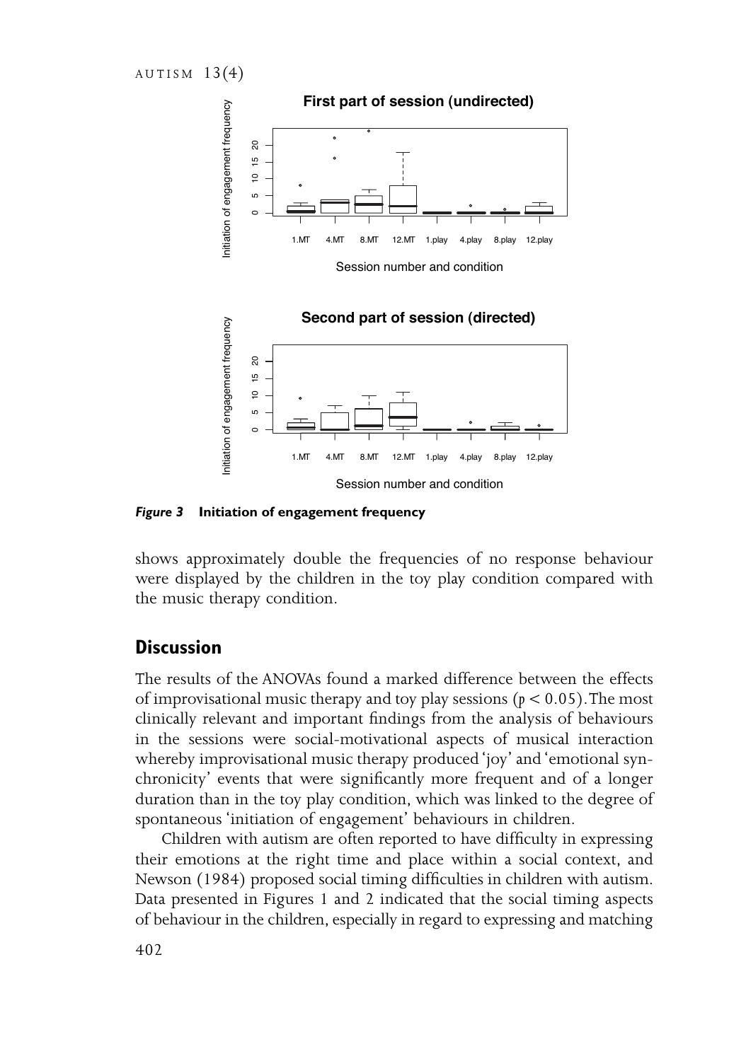*Figure 3* **Initiation of engagement frequency**

shows approximately double the frequencies of no response behaviour were displayed by the children in the toy play condition compared with the music therapy condition.

## Discussion

The results of the ANOVAs found a marked difference between the effects of improvisational music therapy and toy play sessions ($p < 0.05$). The most clinically relevant and important findings from the analysis of behaviours in the sessions were social-motivational aspects of musical interaction whereby improvisational music therapy produced 'joy' and 'emotional synchronicity' events that were significantly more frequent and of a longer duration than in the toy play condition, which was linked to the degree of spontaneous 'initiation of engagement' behaviours in children.

Children with autism are often reported to have difficulty in expressing their emotions at the right time and place within a social context, and Newson (1984) proposed social timing difficulties in children with autism. Data presented in Figures 1 and 2 indicated that the social timing aspects of behaviour in the children, especially in regard to expressing and matching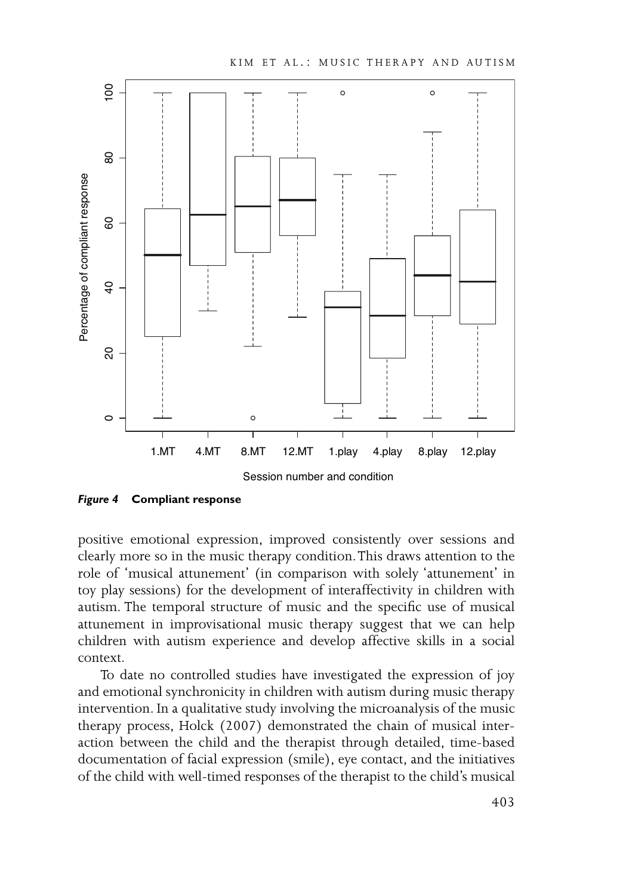*Figure 4* **Compliant response**

positive emotional expression, improved consistently over sessions and clearly more so in the music therapy condition. This draws attention to the role of 'musical attunement' (in comparison with solely 'attunement' in toy play sessions) for the development of interaffectivity in children with autism. The temporal structure of music and the specific use of musical attunement in improvisational music therapy suggest that we can help children with autism experience and develop affective skills in a social context.

To date no controlled studies have investigated the expression of joy and emotional synchronicity in children with autism during music therapy intervention. In a qualitative study involving the microanalysis of the music therapy process, Holck (2007) demonstrated the chain of musical interaction between the child and the therapist through detailed, time-based documentation of facial expression (smile), eye contact, and the initiatives of the child with well-timed responses of the therapist to the child's musical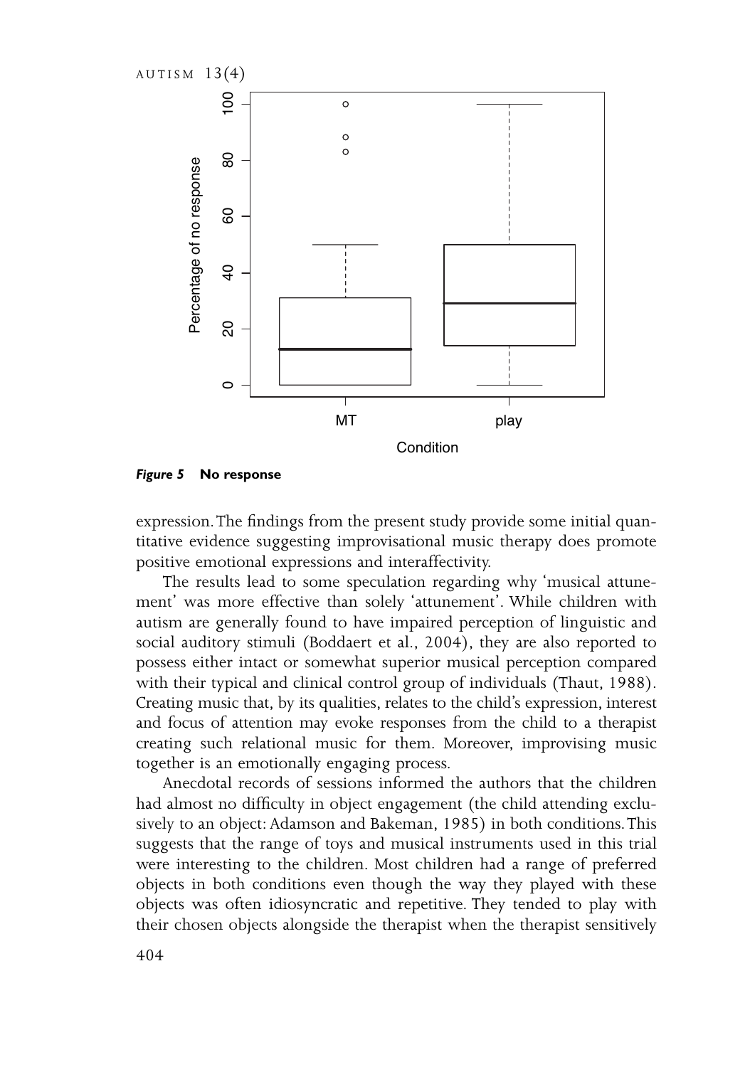*Figure 5* **No response**

expression. The findings from the present study provide some initial quantitative evidence suggesting improvisational music therapy does promote positive emotional expressions and interaffectivity.

The results lead to some speculation regarding why 'musical attunement' was more effective than solely 'attunement'. While children with autism are generally found to have impaired perception of linguistic and social auditory stimuli (Boddaert et al., 2004), they are also reported to possess either intact or somewhat superior musical perception compared with their typical and clinical control group of individuals (Thaut, 1988). Creating music that, by its qualities, relates to the child's expression, interest and focus of attention may evoke responses from the child to a therapist creating such relational music for them. Moreover, improvising music together is an emotionally engaging process.

Anecdotal records of sessions informed the authors that the children had almost no difficulty in object engagement (the child attending exclusively to an object: Adamson and Bakeman, 1985) in both conditions. This suggests that the range of toys and musical instruments used in this trial were interesting to the children. Most children had a range of preferred objects in both conditions even though the way they played with these objects was often idiosyncratic and repetitive. They tended to play with their chosen objects alongside the therapist when the therapist sensitively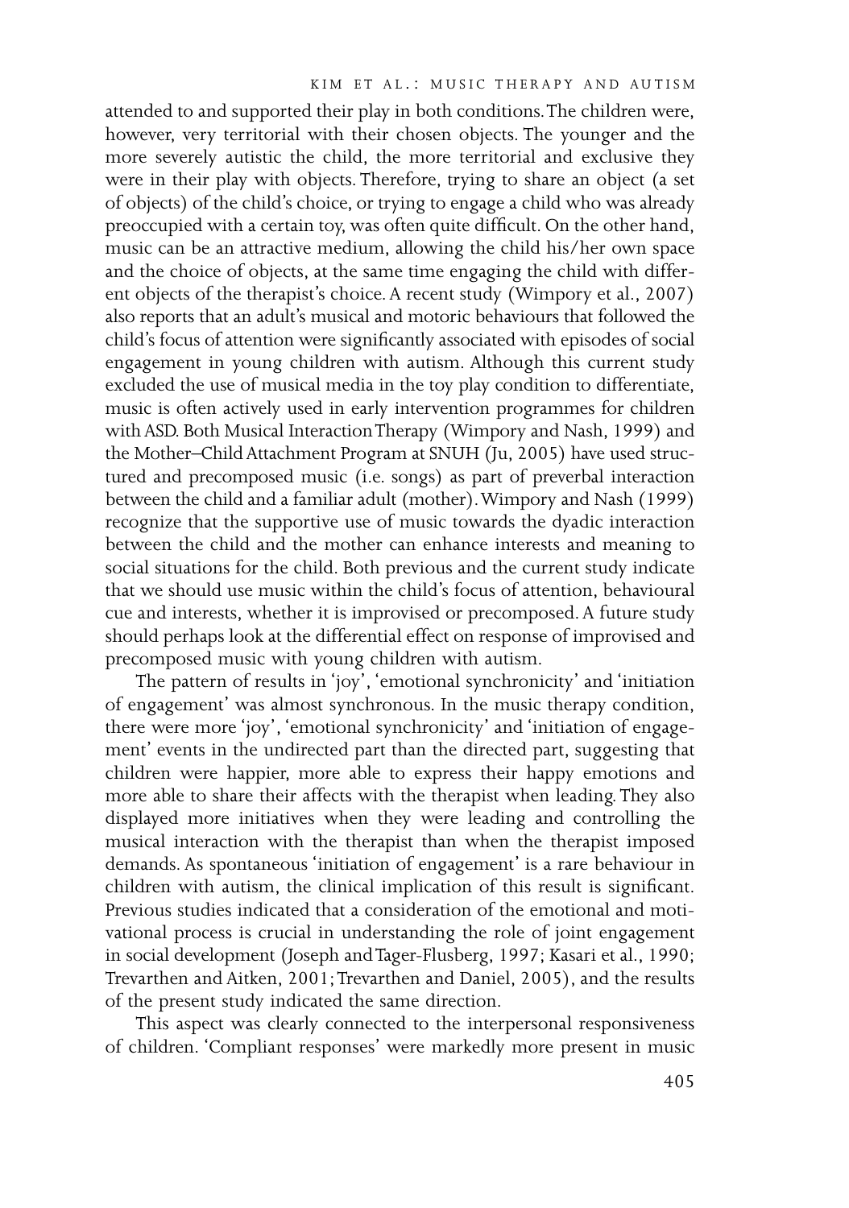attended to and supported their play in both conditions. The children were, however, very territorial with their chosen objects. The younger and the more severely autistic the child, the more territorial and exclusive they were in their play with objects. Therefore, trying to share an object (a set of objects) of the child's choice, or trying to engage a child who was already preoccupied with a certain toy, was often quite difficult. On the other hand, music can be an attractive medium, allowing the child his/her own space and the choice of objects, at the same time engaging the child with different objects of the therapist's choice. A recent study (Wimpory et al., 2007) also reports that an adult's musical and motoric behaviours that followed the child's focus of attention were significantly associated with episodes of social engagement in young children with autism. Although this current study excluded the use of musical media in the toy play condition to differentiate, music is often actively used in early intervention programmes for children with ASD. Both Musical Interaction Therapy (Wimpory and Nash, 1999) and the Mother–Child Attachment Program at SNUH (Ju, 2005) have used structured and precomposed music (i.e. songs) as part of preverbal interaction between the child and a familiar adult (mother). Wimpory and Nash (1999) recognize that the supportive use of music towards the dyadic interaction between the child and the mother can enhance interests and meaning to social situations for the child. Both previous and the current study indicate that we should use music within the child's focus of attention, behavioural cue and interests, whether it is improvised or precomposed. A future study should perhaps look at the differential effect on response of improvised and precomposed music with young children with autism.

The pattern of results in 'joy', 'emotional synchronicity' and 'initiation of engagement' was almost synchronous. In the music therapy condition, there were more 'joy', 'emotional synchronicity' and 'initiation of engagement' events in the undirected part than the directed part, suggesting that children were happier, more able to express their happy emotions and more able to share their affects with the therapist when leading. They also displayed more initiatives when they were leading and controlling the musical interaction with the therapist than when the therapist imposed demands. As spontaneous 'initiation of engagement' is a rare behaviour in children with autism, the clinical implication of this result is significant. Previous studies indicated that a consideration of the emotional and motivational process is crucial in understanding the role of joint engagement in social development (Joseph and Tager-Flusberg, 1997; Kasari et al., 1990; Trevarthen and Aitken, 2001; Trevarthen and Daniel, 2005), and the results of the present study indicated the same direction.

This aspect was clearly connected to the interpersonal responsiveness of children. 'Compliant responses' were markedly more present in music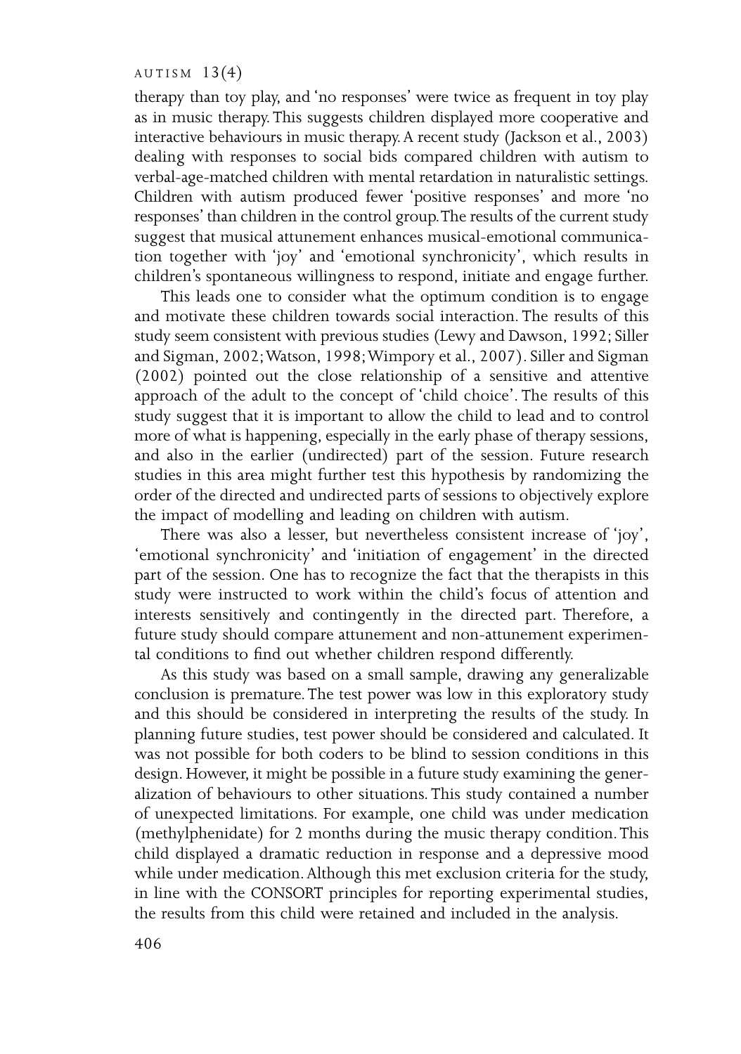therapy than toy play, and 'no responses' were twice as frequent in toy play as in music therapy. This suggests children displayed more cooperative and interactive behaviours in music therapy. A recent study (Jackson et al., 2003) dealing with responses to social bids compared children with autism to verbal-age-matched children with mental retardation in naturalistic settings. Children with autism produced fewer 'positive responses' and more 'no responses' than children in the control group. The results of the current study suggest that musical attunement enhances musical-emotional communication together with 'joy' and 'emotional synchronicity', which results in children's spontaneous willingness to respond, initiate and engage further.

This leads one to consider what the optimum condition is to engage and motivate these children towards social interaction. The results of this study seem consistent with previous studies (Lewy and Dawson, 1992; Siller and Sigman, 2002; Watson, 1998; Wimpory et al., 2007). Siller and Sigman (2002) pointed out the close relationship of a sensitive and attentive approach of the adult to the concept of 'child choice'. The results of this study suggest that it is important to allow the child to lead and to control more of what is happening, especially in the early phase of therapy sessions, and also in the earlier (undirected) part of the session. Future research studies in this area might further test this hypothesis by randomizing the order of the directed and undirected parts of sessions to objectively explore the impact of modelling and leading on children with autism.

There was also a lesser, but nevertheless consistent increase of 'joy', 'emotional synchronicity' and 'initiation of engagement' in the directed part of the session. One has to recognize the fact that the therapists in this study were instructed to work within the child's focus of attention and interests sensitively and contingently in the directed part. Therefore, a future study should compare attunement and non-attunement experimental conditions to find out whether children respond differently.

As this study was based on a small sample, drawing any generalizable conclusion is premature. The test power was low in this exploratory study and this should be considered in interpreting the results of the study. In planning future studies, test power should be considered and calculated. It was not possible for both coders to be blind to session conditions in this design. However, it might be possible in a future study examining the generalization of behaviours to other situations. This study contained a number of unexpected limitations. For example, one child was under medication (methylphenidate) for 2 months during the music therapy condition. This child displayed a dramatic reduction in response and a depressive mood while under medication. Although this met exclusion criteria for the study, in line with the CONSORT principles for reporting experimental studies, the results from this child were retained and included in the analysis.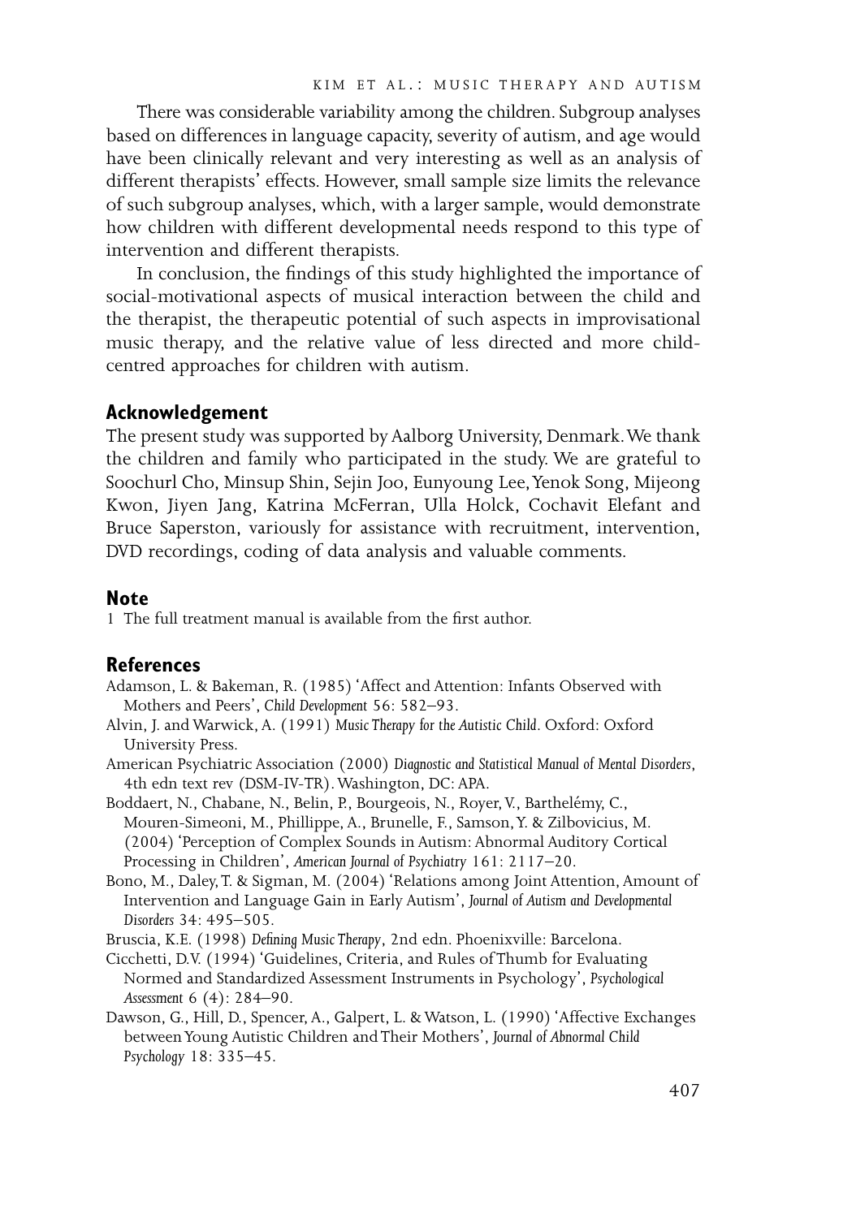There was considerable variability among the children. Subgroup analyses based on differences in language capacity, severity of autism, and age would have been clinically relevant and very interesting as well as an analysis of different therapists' effects. However, small sample size limits the relevance of such subgroup analyses, which, with a larger sample, would demonstrate how children with different developmental needs respond to this type of intervention and different therapists.

In conclusion, the findings of this study highlighted the importance of social-motivational aspects of musical interaction between the child and the therapist, the therapeutic potential of such aspects in improvisational music therapy, and the relative value of less directed and more child-centred approaches for children with autism.

## Acknowledgement

The present study was supported by Aalborg University, Denmark. We thank the children and family who participated in the study. We are grateful to Soochurl Cho, Minsup Shin, Sejin Joo, Eunyoung Lee, Yenok Song, Mijeong Kwon, Jiyen Jang, Katrina McFerran, Ulla Holck, Cochavit Elefant and Bruce Saperston, variously for assistance with recruitment, intervention, DVD recordings, coding of data analysis and valuable comments.

## Note

1 The full treatment manual is available from the first author.

## References

Adamson, L. & Bakeman, R. (1985) 'Affect and Attention: Infants Observed with Mothers and Peers', *Child Development* 56: 582–93.

Alvin, J. and Warwick, A. (1991) *Music Therapy for the Autistic Child*. Oxford: Oxford University Press.

American Psychiatric Association (2000) *Diagnostic and Statistical Manual of Mental Disorders*, 4th edn text rev (DSM-IV-TR). Washington, DC: APA.

Boddaert, N., Chabane, N., Belin, P., Bourgeois, N., Royer, V., Barthelémy, C., Mouren-Simeoni, M., Phillippe, A., Brunelle, F., Samson, Y. & Zilbovicius, M. (2004) 'Perception of Complex Sounds in Autism: Abnormal Auditory Cortical Processing in Children', *American Journal of Psychiatry* 161: 2117–20.

Bono, M., Daley, T. & Sigman, M. (2004) 'Relations among Joint Attention, Amount of Intervention and Language Gain in Early Autism', *Journal of Autism and Developmental Disorders* 34: 495–505.

Bruscia, K.E. (1998) *Defining Music Therapy*, 2nd edn. Phoenixville: Barcelona.

Cicchetti, D.V. (1994) 'Guidelines, Criteria, and Rules of Thumb for Evaluating Normed and Standardized Assessment Instruments in Psychology', *Psychological Assessment* 6 (4): 284–90.

Dawson, G., Hill, D., Spencer, A., Galpert, L. & Watson, L. (1990) 'Affective Exchanges between Young Autistic Children and Their Mothers', *Journal of Abnormal Child Psychology* 18: 335–45.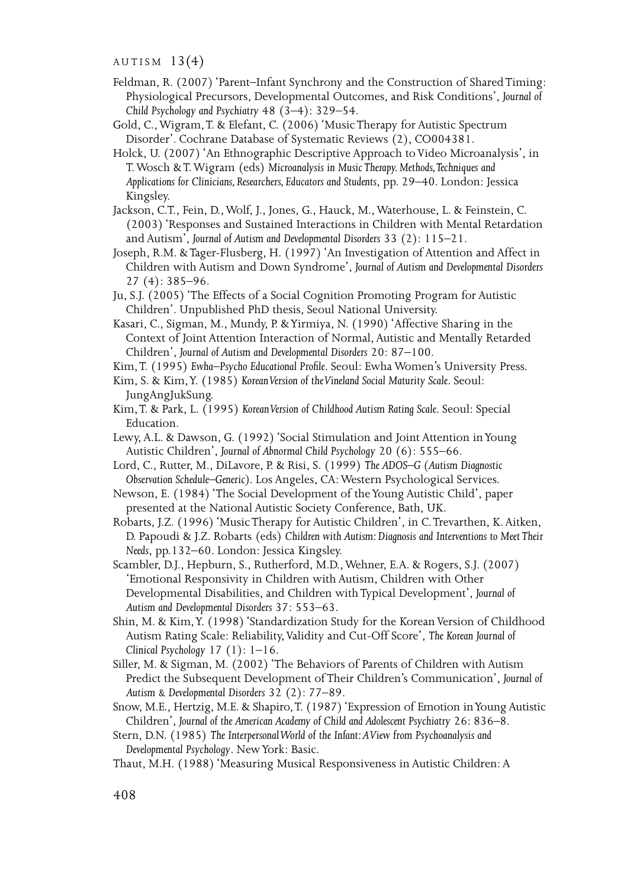Feldman, R. (2007) 'Parent–Infant Synchrony and the Construction of Shared Timing: Physiological Precursors, Developmental Outcomes, and Risk Conditions', *Journal of Child Psychology and Psychiatry* 48 (3–4): 329–54.

Gold, C., Wigram, T. & Elefant, C. (2006) 'Music Therapy for Autistic Spectrum Disorder'. Cochrane Database of Systematic Reviews (2), CO004381.

Holck, U. (2007) 'An Ethnographic Descriptive Approach to Video Microanalysis', in T. Wosch & T. Wigram (eds) *Microanalysis in Music Therapy. Methods, Techniques and Applications for Clinicians, Researchers, Educators and Students*, pp. 29–40. London: Jessica Kingsley.

Jackson, C.T., Fein, D., Wolf, J., Jones, G., Hauck, M., Waterhouse, L. & Feinstein, C. (2003) 'Responses and Sustained Interactions in Children with Mental Retardation and Autism', *Journal of Autism and Developmental Disorders* 33 (2): 115–21.

Joseph, R.M. & Tager-Flusberg, H. (1997) 'An Investigation of Attention and Affect in Children with Autism and Down Syndrome', *Journal of Autism and Developmental Disorders* 27 (4): 385–96.

Ju, S.J. (2005) 'The Effects of a Social Cognition Promoting Program for Autistic Children'. Unpublished PhD thesis, Seoul National University.

Kasari, C., Sigman, M., Mundy, P. & Yirmiya, N. (1990) 'Affective Sharing in the Context of Joint Attention Interaction of Normal, Autistic and Mentally Retarded Children', *Journal of Autism and Developmental Disorders* 20: 87–100.

Kim, T. (1995) *Ewha–Psycho Educational Profile*. Seoul: Ewha Women's University Press.

Kim, S. & Kim, Y. (1985) *Korean Version of the Vineland Social Maturity Scale*. Seoul: JungAngJukSung.

Kim, T. & Park, L. (1995) *Korean Version of Childhood Autism Rating Scale*. Seoul: Special Education.

Lewy, A.L. & Dawson, G. (1992) 'Social Stimulation and Joint Attention in Young Autistic Children', *Journal of Abnormal Child Psychology* 20 (6): 555–66.

Lord, C., Rutter, M., DiLavore, P. & Risi, S. (1999) *The ADOS–G (Autism Diagnostic Observation Schedule–Generic)*. Los Angeles, CA: Western Psychological Services.

Newson, E. (1984) 'The Social Development of the Young Autistic Child', paper presented at the National Autistic Society Conference, Bath, UK.

Robarts, J.Z. (1996) 'Music Therapy for Autistic Children', in C. Trevarthen, K. Aitken, D. Papoudi & J.Z. Robarts (eds) *Children with Autism: Diagnosis and Interventions to Meet Their Needs*, pp.132–60. London: Jessica Kingsley.

Scambler, D.J., Hepburn, S., Rutherford, M.D., Wehner, E.A. & Rogers, S.J. (2007) 'Emotional Responsivity in Children with Autism, Children with Other Developmental Disabilities, and Children with Typical Development', *Journal of Autism and Developmental Disorders* 37: 553–63.

Shin, M. & Kim, Y. (1998) 'Standardization Study for the Korean Version of Childhood Autism Rating Scale: Reliability, Validity and Cut-Off Score', *The Korean Journal of Clinical Psychology* 17 (1): 1–16.

Siller, M. & Sigman, M. (2002) 'The Behaviors of Parents of Children with Autism Predict the Subsequent Development of Their Children's Communication', *Journal of Autism & Developmental Disorders* 32 (2): 77–89.

Snow, M.E., Hertzig, M.E. & Shapiro, T. (1987) 'Expression of Emotion in Young Autistic Children', *Journal of the American Academy of Child and Adolescent Psychiatry* 26: 836–8.

Stern, D.N. (1985) *The Interpersonal World of the Infant: A View from Psychoanalysis and Developmental Psychology*. New York: Basic.

Thaut, M.H. (1988) 'Measuring Musical Responsiveness in Autistic Children: A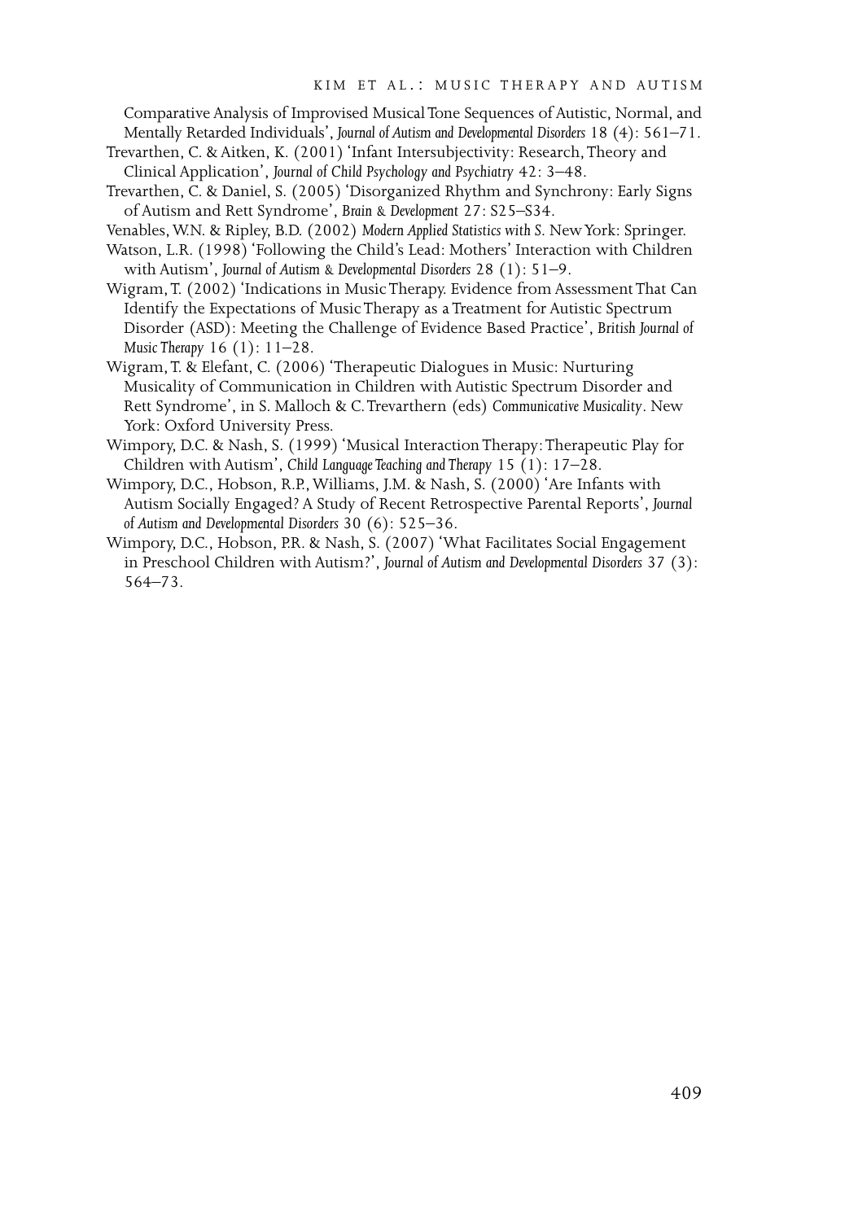Comparative Analysis of Improvised Musical Tone Sequences of Autistic, Normal, and Mentally Retarded Individuals', *Journal of Autism and Developmental Disorders* 18 (4): 561–71.

Trevarthen, C. & Aitken, K. (2001) 'Infant Intersubjectivity: Research, Theory and Clinical Application', *Journal of Child Psychology and Psychiatry* 42: 3–48.

Trevarthen, C. & Daniel, S. (2005) 'Disorganized Rhythm and Synchrony: Early Signs of Autism and Rett Syndrome', *Brain & Development* 27: S25–S34.

Venables, W.N. & Ripley, B.D. (2002) *Modern Applied Statistics with S*. New York: Springer.

Watson, L.R. (1998) 'Following the Child's Lead: Mothers' Interaction with Children with Autism', *Journal of Autism & Developmental Disorders* 28 (1): 51–9.

Wigram, T. (2002) 'Indications in Music Therapy. Evidence from Assessment That Can Identify the Expectations of Music Therapy as a Treatment for Autistic Spectrum Disorder (ASD): Meeting the Challenge of Evidence Based Practice', *British Journal of Music Therapy* 16 (1): 11–28.

Wigram, T. & Elefant, C. (2006) 'Therapeutic Dialogues in Music: Nurturing Musicality of Communication in Children with Autistic Spectrum Disorder and Rett Syndrome', in S. Malloch & C. Trevarthern (eds) *Communicative Musicality*. New York: Oxford University Press.

Wimpory, D.C. & Nash, S. (1999) 'Musical Interaction Therapy: Therapeutic Play for Children with Autism', *Child Language Teaching and Therapy* 15 (1): 17–28.

Wimpory, D.C., Hobson, R.P., Williams, J.M. & Nash, S. (2000) 'Are Infants with Autism Socially Engaged? A Study of Recent Retrospective Parental Reports', *Journal of Autism and Developmental Disorders* 30 (6): 525–36.

Wimpory, D.C., Hobson, P.R. & Nash, S. (2007) 'What Facilitates Social Engagement in Preschool Children with Autism?', *Journal of Autism and Developmental Disorders* 37 (3): 564–73.